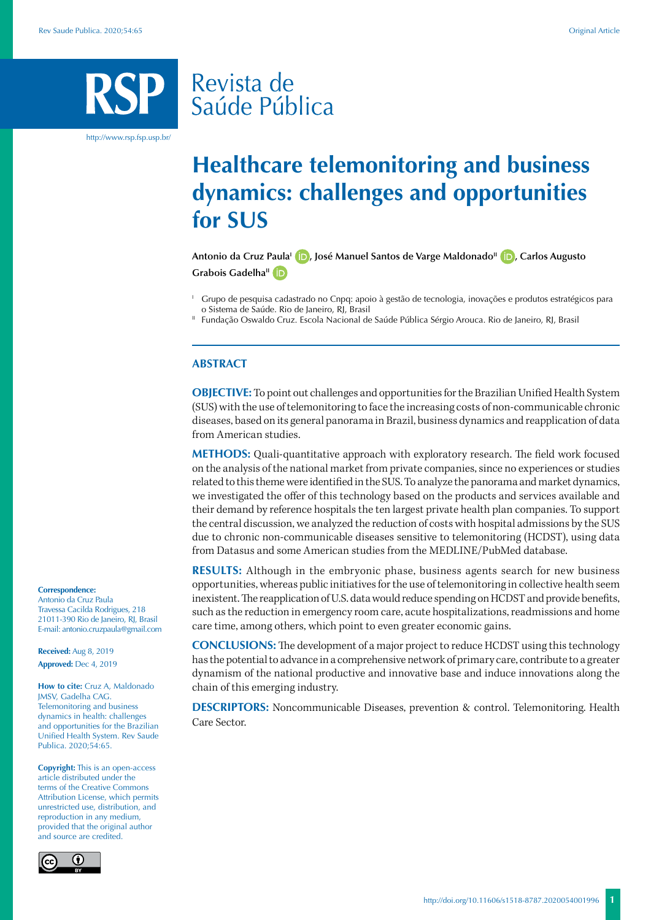# Healthcare telemonitoring and business dynamics: challenges and opportunities for SUS

**Antonio da Cruz Paula**[I], **José Manuel Santos de Varge Maldonado**[II], **Carlos Augusto Grabois Gadelha**[II]

[I] Grupo de pesquisa cadastrado no Cnpq: apoio à gestão de tecnologia, inovações e produtos estratégicos para o Sistema de Saúde. Rio de Janeiro, RJ, Brasil

[II] Fundação Oswaldo Cruz. Escola Nacional de Saúde Pública Sérgio Arouca. Rio de Janeiro, RJ, Brasil

## ABSTRACT

**OBJECTIVE:** To point out challenges and opportunities for the Brazilian Unified Health System (SUS) with the use of telemonitoring to face the increasing costs of non-communicable chronic diseases, based on its general panorama in Brazil, business dynamics and reapplication of data from American studies.

**METHODS:** Quali-quantitative approach with exploratory research. The field work focused on the analysis of the national market from private companies, since no experiences or studies related to this theme were identified in the SUS. To analyze the panorama and market dynamics, we investigated the offer of this technology based on the products and services available and their demand by reference hospitals the ten largest private health plan companies. To support the central discussion, we analyzed the reduction of costs with hospital admissions by the SUS due to chronic non-communicable diseases sensitive to telemonitoring (HCDST), using data from Datasus and some American studies from the MEDLINE/PubMed database.

**RESULTS:** Although in the embryonic phase, business agents search for new business opportunities, whereas public initiatives for the use of telemonitoring in collective health seem inexistent. The reapplication of U.S. data would reduce spending on HCDST and provide benefits, such as the reduction in emergency room care, acute hospitalizations, readmissions and home care time, among others, which point to even greater economic gains.

**CONCLUSIONS:** The development of a major project to reduce HCDST using this technology has the potential to advance in a comprehensive network of primary care, contribute to a greater dynamism of the national productive and innovative base and induce innovations along the chain of this emerging industry.

**DESCRIPTORS:** Noncommunicable Diseases, prevention & control. Telemonitoring. Health Care Sector.

**Correspondence:**
Antonio da Cruz Paula
Travessa Cacilda Rodrigues, 218
21011-390 Rio de Janeiro, RJ, Brasil
E-mail: antonio.cruzpaula@gmail.com

**Received:** Aug 8, 2019
**Approved:** Dec 4, 2019

**How to cite:** Cruz A, Maldonado JMSV, Gadelha CAG. Telemonitoring and business dynamics in health: challenges and opportunities for the Brazilian Unified Health System. Rev Saude Publica. 2020;54:65.

**Copyright:** This is an open-access article distributed under the terms of the Creative Commons Attribution License, which permits unrestricted use, distribution, and reproduction in any medium, provided that the original author and source are credited.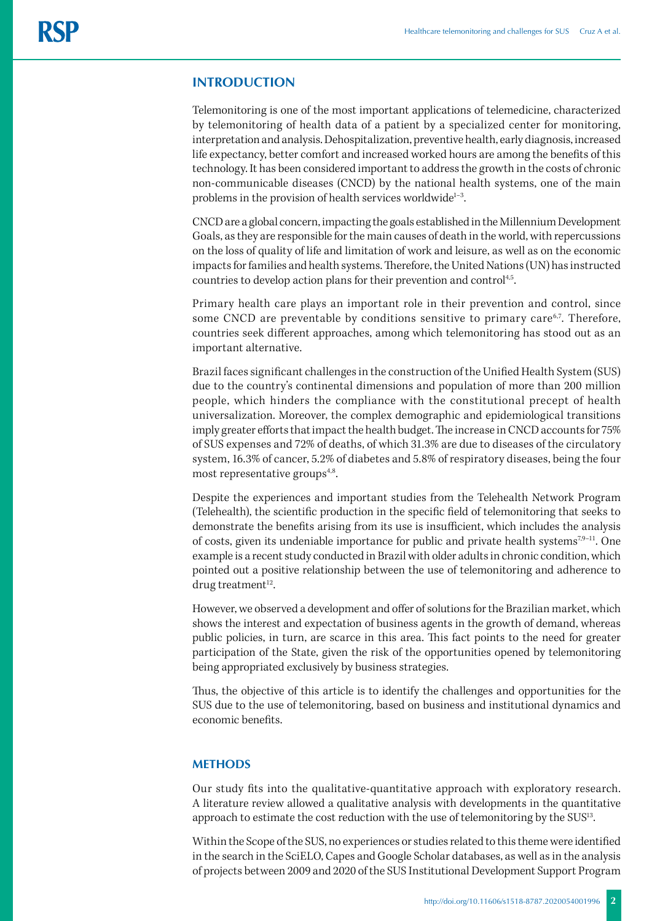## INTRODUCTION

Telemonitoring is one of the most important applications of telemedicine, characterized by telemonitoring of health data of a patient by a specialized center for monitoring, interpretation and analysis. Dehospitalization, preventive health, early diagnosis, increased life expectancy, better comfort and increased worked hours are among the benefits of this technology. It has been considered important to address the growth in the costs of chronic non-communicable diseases (CNCD) by the national health systems, one of the main problems in the provision of health services worldwide[1–3].

CNCD are a global concern, impacting the goals established in the Millennium Development Goals, as they are responsible for the main causes of death in the world, with repercussions on the loss of quality of life and limitation of work and leisure, as well as on the economic impacts for families and health systems. Therefore, the United Nations (UN) has instructed countries to develop action plans for their prevention and control[4,5].

Primary health care plays an important role in their prevention and control, since some CNCD are preventable by conditions sensitive to primary care[6,7]. Therefore, countries seek different approaches, among which telemonitoring has stood out as an important alternative.

Brazil faces significant challenges in the construction of the Unified Health System (SUS) due to the country's continental dimensions and population of more than 200 million people, which hinders the compliance with the constitutional precept of health universalization. Moreover, the complex demographic and epidemiological transitions imply greater efforts that impact the health budget. The increase in CNCD accounts for 75% of SUS expenses and 72% of deaths, of which 31.3% are due to diseases of the circulatory system, 16.3% of cancer, 5.2% of diabetes and 5.8% of respiratory diseases, being the four most representative groups[4,8].

Despite the experiences and important studies from the Telehealth Network Program (Telehealth), the scientific production in the specific field of telemonitoring that seeks to demonstrate the benefits arising from its use is insufficient, which includes the analysis of costs, given its undeniable importance for public and private health systems[7,9–11]. One example is a recent study conducted in Brazil with older adults in chronic condition, which pointed out a positive relationship between the use of telemonitoring and adherence to drug treatment[12].

However, we observed a development and offer of solutions for the Brazilian market, which shows the interest and expectation of business agents in the growth of demand, whereas public policies, in turn, are scarce in this area. This fact points to the need for greater participation of the State, given the risk of the opportunities opened by telemonitoring being appropriated exclusively by business strategies.

Thus, the objective of this article is to identify the challenges and opportunities for the SUS due to the use of telemonitoring, based on business and institutional dynamics and economic benefits.

## METHODS

Our study fits into the qualitative-quantitative approach with exploratory research. A literature review allowed a qualitative analysis with developments in the quantitative approach to estimate the cost reduction with the use of telemonitoring by the SUS[13].

Within the Scope of the SUS, no experiences or studies related to this theme were identified in the search in the SciELO, Capes and Google Scholar databases, as well as in the analysis of projects between 2009 and 2020 of the SUS Institutional Development Support Program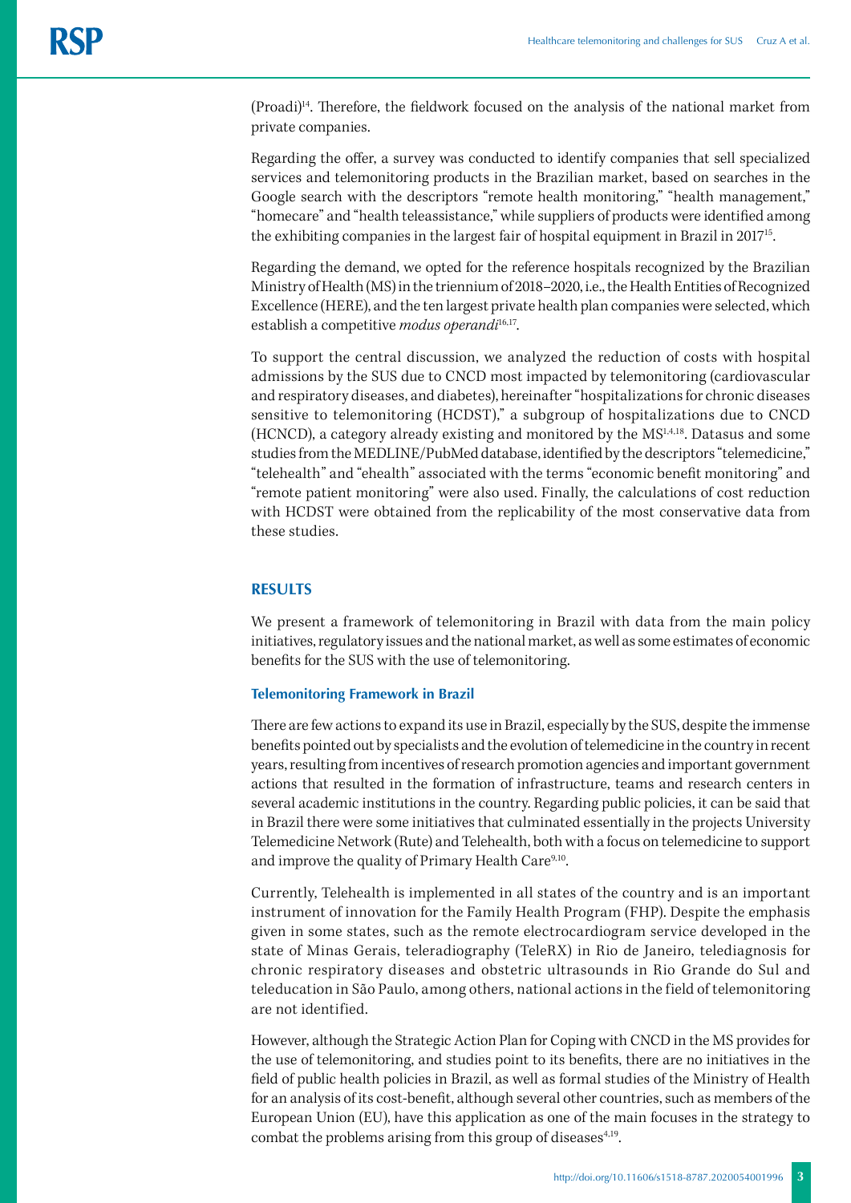(Proadi)[14]. Therefore, the fieldwork focused on the analysis of the national market from private companies.

Regarding the offer, a survey was conducted to identify companies that sell specialized services and telemonitoring products in the Brazilian market, based on searches in the Google search with the descriptors "remote health monitoring," "health management," "homecare" and "health teleassistance," while suppliers of products were identified among the exhibiting companies in the largest fair of hospital equipment in Brazil in 2017[15].

Regarding the demand, we opted for the reference hospitals recognized by the Brazilian Ministry of Health (MS) in the triennium of 2018–2020, i.e., the Health Entities of Recognized Excellence (HERE), and the ten largest private health plan companies were selected, which establish a competitive *modus operandi*[16,17].

To support the central discussion, we analyzed the reduction of costs with hospital admissions by the SUS due to CNCD most impacted by telemonitoring (cardiovascular and respiratory diseases, and diabetes), hereinafter "hospitalizations for chronic diseases sensitive to telemonitoring (HCDST)," a subgroup of hospitalizations due to CNCD (HCNCD), a category already existing and monitored by the MS[1,4,18]. Datasus and some studies from the MEDLINE/PubMed database, identified by the descriptors "telemedicine," "telehealth" and "ehealth" associated with the terms "economic benefit monitoring" and "remote patient monitoring" were also used. Finally, the calculations of cost reduction with HCDST were obtained from the replicability of the most conservative data from these studies.

## RESULTS

We present a framework of telemonitoring in Brazil with data from the main policy initiatives, regulatory issues and the national market, as well as some estimates of economic benefits for the SUS with the use of telemonitoring.

### Telemonitoring Framework in Brazil

There are few actions to expand its use in Brazil, especially by the SUS, despite the immense benefits pointed out by specialists and the evolution of telemedicine in the country in recent years, resulting from incentives of research promotion agencies and important government actions that resulted in the formation of infrastructure, teams and research centers in several academic institutions in the country. Regarding public policies, it can be said that in Brazil there were some initiatives that culminated essentially in the projects University Telemedicine Network (Rute) and Telehealth, both with a focus on telemedicine to support and improve the quality of Primary Health Care[9,10].

Currently, Telehealth is implemented in all states of the country and is an important instrument of innovation for the Family Health Program (FHP). Despite the emphasis given in some states, such as the remote electrocardiogram service developed in the state of Minas Gerais, teleradiography (TeleRX) in Rio de Janeiro, telediagnosis for chronic respiratory diseases and obstetric ultrasounds in Rio Grande do Sul and teleducation in São Paulo, among others, national actions in the field of telemonitoring are not identified.

However, although the Strategic Action Plan for Coping with CNCD in the MS provides for the use of telemonitoring, and studies point to its benefits, there are no initiatives in the field of public health policies in Brazil, as well as formal studies of the Ministry of Health for an analysis of its cost-benefit, although several other countries, such as members of the European Union (EU), have this application as one of the main focuses in the strategy to combat the problems arising from this group of diseases[4,19].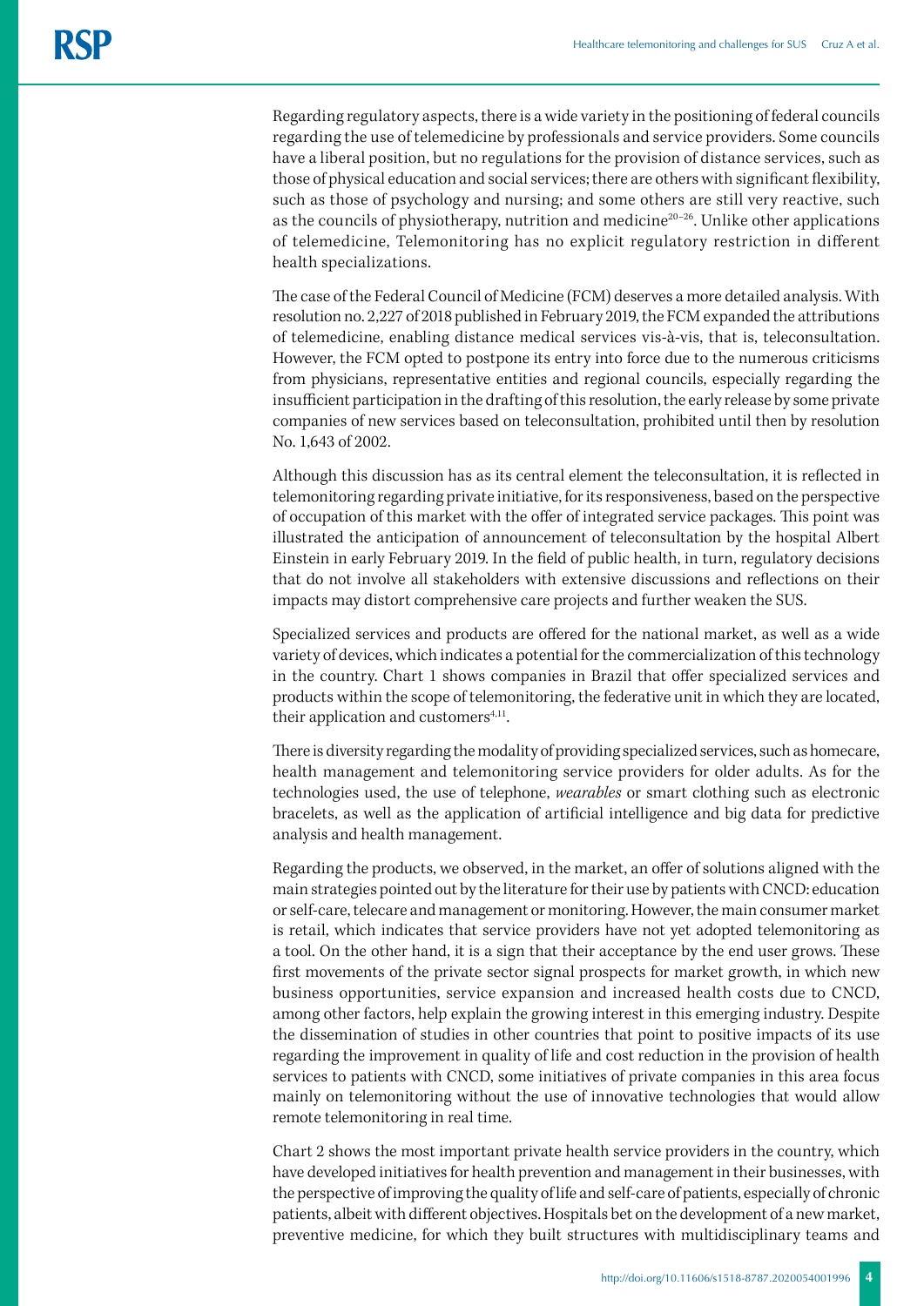Regarding regulatory aspects, there is a wide variety in the positioning of federal councils regarding the use of telemedicine by professionals and service providers. Some councils have a liberal position, but no regulations for the provision of distance services, such as those of physical education and social services; there are others with significant flexibility, such as those of psychology and nursing; and some others are still very reactive, such as the councils of physiotherapy, nutrition and medicine[20–26]. Unlike other applications of telemedicine, Telemonitoring has no explicit regulatory restriction in different health specializations.

The case of the Federal Council of Medicine (FCM) deserves a more detailed analysis. With resolution no. 2,227 of 2018 published in February 2019, the FCM expanded the attributions of telemedicine, enabling distance medical services vis-à-vis, that is, teleconsultation. However, the FCM opted to postpone its entry into force due to the numerous criticisms from physicians, representative entities and regional councils, especially regarding the insufficient participation in the drafting of this resolution, the early release by some private companies of new services based on teleconsultation, prohibited until then by resolution No. 1,643 of 2002.

Although this discussion has as its central element the teleconsultation, it is reflected in telemonitoring regarding private initiative, for its responsiveness, based on the perspective of occupation of this market with the offer of integrated service packages. This point was illustrated the anticipation of announcement of teleconsultation by the hospital Albert Einstein in early February 2019. In the field of public health, in turn, regulatory decisions that do not involve all stakeholders with extensive discussions and reflections on their impacts may distort comprehensive care projects and further weaken the SUS.

Specialized services and products are offered for the national market, as well as a wide variety of devices, which indicates a potential for the commercialization of this technology in the country. Chart 1 shows companies in Brazil that offer specialized services and products within the scope of telemonitoring, the federative unit in which they are located, their application and customers[4,11].

There is diversity regarding the modality of providing specialized services, such as homecare, health management and telemonitoring service providers for older adults. As for the technologies used, the use of telephone, *wearables* or smart clothing such as electronic bracelets, as well as the application of artificial intelligence and big data for predictive analysis and health management.

Regarding the products, we observed, in the market, an offer of solutions aligned with the main strategies pointed out by the literature for their use by patients with CNCD: education or self-care, telecare and management or monitoring. However, the main consumer market is retail, which indicates that service providers have not yet adopted telemonitoring as a tool. On the other hand, it is a sign that their acceptance by the end user grows. These first movements of the private sector signal prospects for market growth, in which new business opportunities, service expansion and increased health costs due to CNCD, among other factors, help explain the growing interest in this emerging industry. Despite the dissemination of studies in other countries that point to positive impacts of its use regarding the improvement in quality of life and cost reduction in the provision of health services to patients with CNCD, some initiatives of private companies in this area focus mainly on telemonitoring without the use of innovative technologies that would allow remote telemonitoring in real time.

Chart 2 shows the most important private health service providers in the country, which have developed initiatives for health prevention and management in their businesses, with the perspective of improving the quality of life and self-care of patients, especially of chronic patients, albeit with different objectives. Hospitals bet on the development of a new market, preventive medicine, for which they built structures with multidisciplinary teams and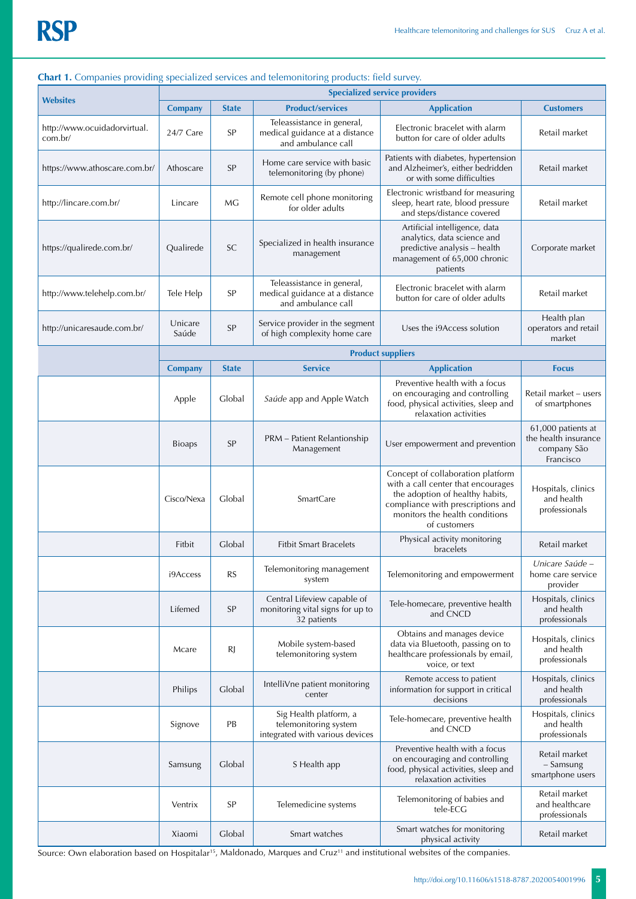**Chart 1.** Companies providing specialized services and telemonitoring products: field survey.

| Websites | Specialized service providers | | | | |
|---|---|---|---|---|---|
| | **Company** | **State** | **Product/services** | **Application** | **Customers** |
| http://www.ocuidadorvirtual.com.br/ | 24/7 Care | SP | Teleassistance in general, medical guidance at a distance and ambulance call | Electronic bracelet with alarm button for care of older adults | Retail market |
| https://www.athoscare.com.br/ | Athoscare | SP | Home care service with basic telemonitoring (by phone) | Patients with diabetes, hypertension and Alzheimer's, either bedridden or with some difficulties | Retail market |
| http://lincare.com.br/ | Lincare | MG | Remote cell phone monitoring for older adults | Electronic wristband for measuring sleep, heart rate, blood pressure and steps/distance covered | Retail market |
| https://qualirede.com.br/ | Qualirede | SC | Specialized in health insurance management | Artificial intelligence, data analytics, data science and predictive analysis – health management of 65,000 chronic patients | Corporate market |
| http://www.telehelp.com.br/ | Tele Help | SP | Teleassistance in general, medical guidance at a distance and ambulance call | Electronic bracelet with alarm button for care of older adults | Retail market |
| http://unicaresaude.com.br/ | Unicare Saúde | SP | Service provider in the segment of high complexity home care | Uses the i9Access solution | Health plan operators and retail market |
| | **Product suppliers** | | | | |
| | **Company** | **State** | **Service** | **Application** | **Focus** |
| | Apple | Global | *Saúde* app and Apple Watch | Preventive health with a focus on encouraging and controlling food, physical activities, sleep and relaxation activities | Retail market – users of smartphones |
| | Bioaps | SP | PRM – Patient Relantionship Management | User empowerment and prevention | 61,000 patients at the health insurance company São Francisco |
| | Cisco/Nexa | Global | SmartCare | Concept of collaboration platform with a call center that encourages the adoption of healthy habits, compliance with prescriptions and monitors the health conditions of customers | Hospitals, clinics and health professionals |
| | Fitbit | Global | Fitbit Smart Bracelets | Physical activity monitoring bracelets | Retail market |
| | i9Access | RS | Telemonitoring management system | Telemonitoring and empowerment | *Unicare Saúde* – home care service provider |
| | Lifemed | SP | Central Lifeview capable of monitoring vital signs for up to 32 patients | Tele-homecare, preventive health and CNCD | Hospitals, clinics and health professionals |
| | Mcare | RJ | Mobile system-based telemonitoring system | Obtains and manages device data via Bluetooth, passing on to healthcare professionals by email, voice, or text | Hospitals, clinics and health professionals |
| | Philips | Global | IntelliVne patient monitoring center | Remote access to patient information for support in critical decisions | Hospitals, clinics and health professionals |
| | Signove | PB | Sig Health platform, a telemonitoring system integrated with various devices | Tele-homecare, preventive health and CNCD | Hospitals, clinics and health professionals |
| | Samsung | Global | S Health app | Preventive health with a focus on encouraging and controlling food, physical activities, sleep and relaxation activities | Retail market – Samsung smartphone users |
| | Ventrix | SP | Telemedicine systems | Telemonitoring of babies and tele-ECG | Retail market and healthcare professionals |
| | Xiaomi | Global | Smart watches | Smart watches for monitoring physical activity | Retail market |

Source: Own elaboration based on Hospitalar[15], Maldonado, Marques and Cruz[11] and institutional websites of the companies.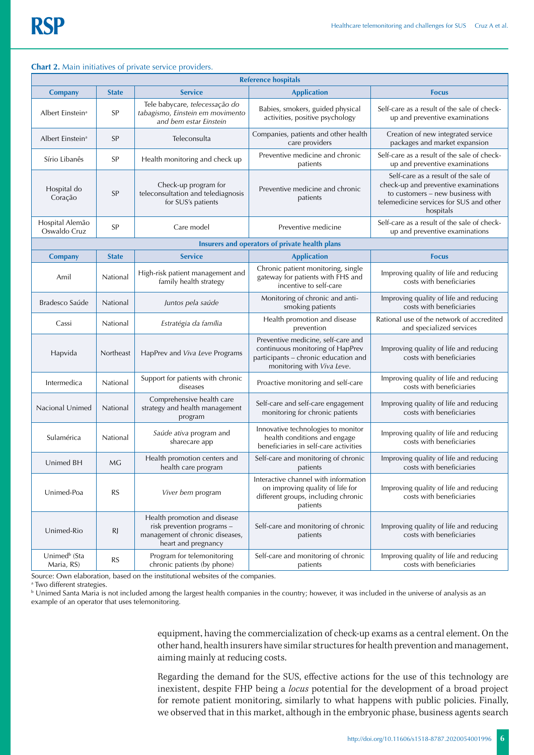**Chart 2.** Main initiatives of private service providers.

| Company | State | Service | Application | Focus |
|---|---|---|---|---|
| **Reference hospitals** | | | | |
| Albert Einstein[a] | SP | Tele babycare, *telecessação do tabagismo, Einstein em movimento and bem estar Einstein* | Babies, smokers, guided physical activities, positive psychology | Self-care as a result of the sale of check-up and preventive examinations |
| Albert Einstein[a] | SP | Teleconsulta | Companies, patients and other health care providers | Creation of new integrated service packages and market expansion |
| Sírio Libanês | SP | Health monitoring and check up | Preventive medicine and chronic patients | Self-care as a result of the sale of check-up and preventive examinations |
| Hospital do Coração | SP | Check-up program for teleconsultation and telediagnosis for SUS's patients | Preventive medicine and chronic patients | Self-care as a result of the sale of check-up and preventive examinations to customers – new business with telemedicine services for SUS and other hospitals |
| Hospital Alemão Oswaldo Cruz | SP | Care model | Preventive medicine | Self-care as a result of the sale of check-up and preventive examinations |
| **Insurers and operators of private health plans** | | | | |
| **Company** | **State** | **Service** | **Application** | **Focus** |
| Amil | National | High-risk patient management and family health strategy | Chronic patient monitoring, single gateway for patients with FHS and incentive to self-care | Improving quality of life and reducing costs with beneficiaries |
| Bradesco Saúde | National | *Juntos pela saúde* | Monitoring of chronic and anti-smoking patients | Improving quality of life and reducing costs with beneficiaries |
| Cassi | National | *Estratégia da família* | Health promotion and disease prevention | Rational use of the network of accredited and specialized services |
| Hapvida | Northeast | HapPrev and *Viva Leve* Programs | Preventive medicine, self-care and continuous monitoring of HapPrev participants – chronic education and monitoring with *Viva Leve*. | Improving quality of life and reducing costs with beneficiaries |
| Intermedica | National | Support for patients with chronic diseases | Proactive monitoring and self-care | Improving quality of life and reducing costs with beneficiaries |
| Nacional Unimed | National | Comprehensive health care strategy and health management program | Self-care and self-care engagement monitoring for chronic patients | Improving quality of life and reducing costs with beneficiaries |
| Sulamérica | National | *Saúde ativa* program and sharecare app | Innovative technologies to monitor health conditions and engage beneficiaries in self-care activities | Improving quality of life and reducing costs with beneficiaries |
| Unimed BH | MG | Health promotion centers and health care program | Self-care and monitoring of chronic patients | Improving quality of life and reducing costs with beneficiaries |
| Unimed-Poa | RS | *Viver bem* program | Interactive channel with information on improving quality of life for different groups, including chronic patients | Improving quality of life and reducing costs with beneficiaries |
| Unimed-Rio | RJ | Health promotion and disease risk prevention programs – management of chronic diseases, heart and pregnancy | Self-care and monitoring of chronic patients | Improving quality of life and reducing costs with beneficiaries |
| Unimed[b] (Sta Maria, RS) | RS | Program for telemonitoring chronic patients (by phone) | Self-care and monitoring of chronic patients | Improving quality of life and reducing costs with beneficiaries |

Source: Own elaboration, based on the institutional websites of the companies.

[a] Two different strategies.

[b] Unimed Santa Maria is not included among the largest health companies in the country; however, it was included in the universe of analysis as an example of an operator that uses telemonitoring.

equipment, having the commercialization of check-up exams as a central element. On the other hand, health insurers have similar structures for health prevention and management, aiming mainly at reducing costs.

Regarding the demand for the SUS, effective actions for the use of this technology are inexistent, despite FHP being a *locus* potential for the development of a broad project for remote patient monitoring, similarly to what happens with public policies. Finally, we observed that in this market, although in the embryonic phase, business agents search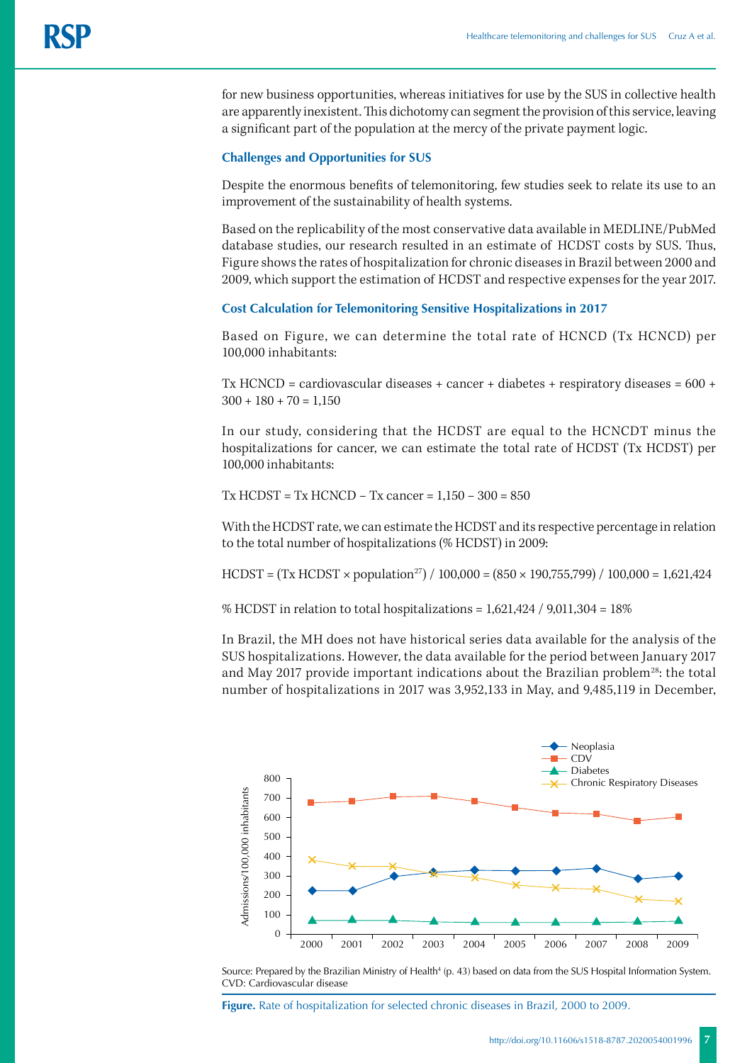for new business opportunities, whereas initiatives for use by the SUS in collective health are apparently inexistent. This dichotomy can segment the provision of this service, leaving a significant part of the population at the mercy of the private payment logic.

### Challenges and Opportunities for SUS

Despite the enormous benefits of telemonitoring, few studies seek to relate its use to an improvement of the sustainability of health systems.

Based on the replicability of the most conservative data available in MEDLINE/PubMed database studies, our research resulted in an estimate of HCDST costs by SUS. Thus, Figure shows the rates of hospitalization for chronic diseases in Brazil between 2000 and 2009, which support the estimation of HCDST and respective expenses for the year 2017.

### Cost Calculation for Telemonitoring Sensitive Hospitalizations in 2017

Based on Figure, we can determine the total rate of HCNCD (Tx HCNCD) per 100,000 inhabitants:

Tx HCNCD = cardiovascular diseases + cancer + diabetes + respiratory diseases = 600 + 300 + 180 + 70 = 1,150

In our study, considering that the HCDST are equal to the HCNCDT minus the hospitalizations for cancer, we can estimate the total rate of HCDST (Tx HCDST) per 100,000 inhabitants:

Tx HCDST = Tx HCNCD – Tx cancer = 1,150 – 300 = 850

With the HCDST rate, we can estimate the HCDST and its respective percentage in relation to the total number of hospitalizations (% HCDST) in 2009:

HCDST = (Tx HCDST × population[27]) / 100,000 = (850 × 190,755,799) / 100,000 = 1,621,424

% HCDST in relation to total hospitalizations = 1,621,424 / 9,011,304 = 18%

In Brazil, the MH does not have historical series data available for the analysis of the SUS hospitalizations. However, the data available for the period between January 2017 and May 2017 provide important indications about the Brazilian problem[28]: the total number of hospitalizations in 2017 was 3,952,133 in May, and 9,485,119 in December,

Source: Prepared by the Brazilian Ministry of Health[4] (p. 43) based on data from the SUS Hospital Information System.
CVD: Cardiovascular disease

**Figure.** Rate of hospitalization for selected chronic diseases in Brazil, 2000 to 2009.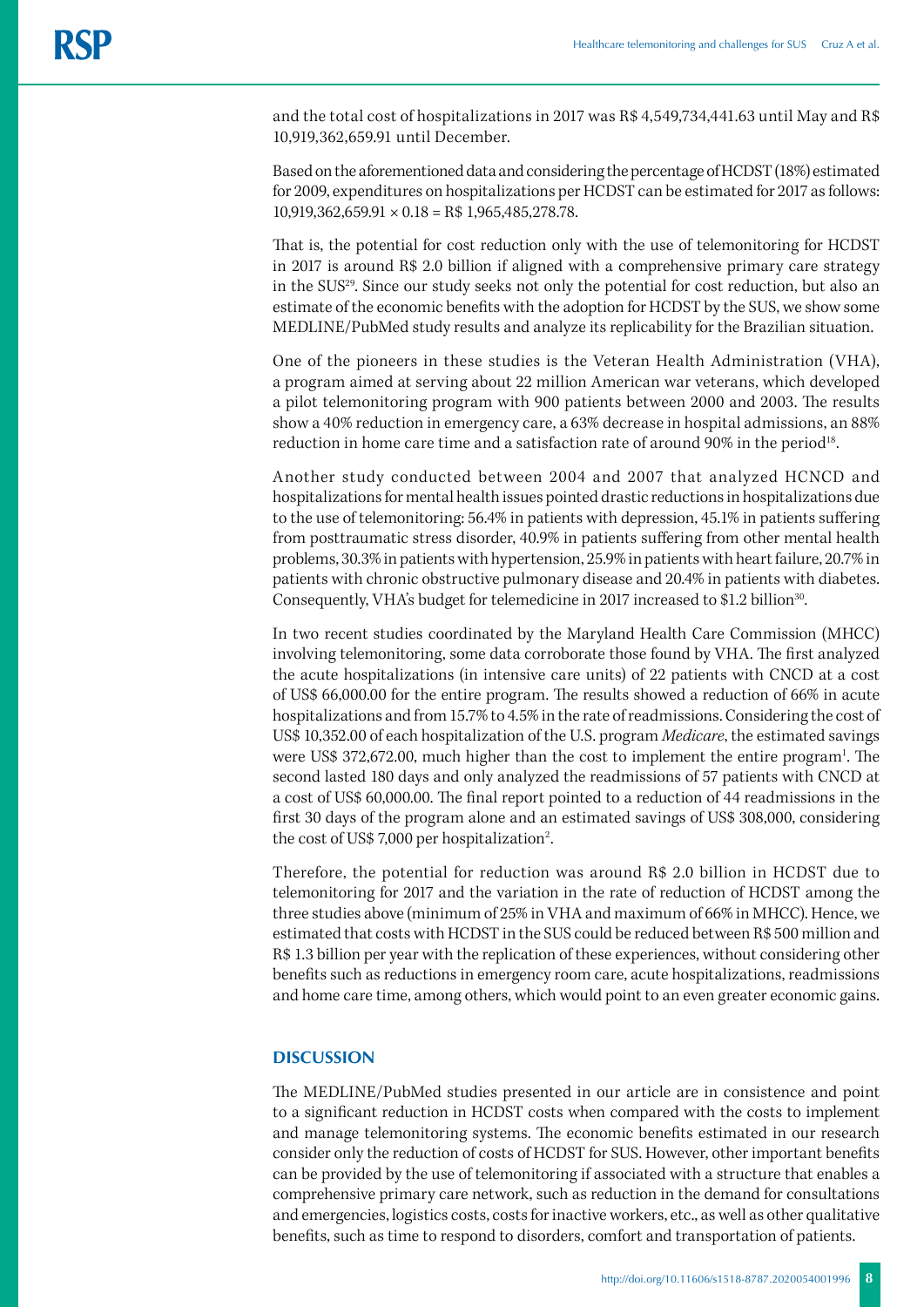and the total cost of hospitalizations in 2017 was R$ 4,549,734,441.63 until May and R$ 10,919,362,659.91 until December.

Based on the aforementioned data and considering the percentage of HCDST (18%) estimated for 2009, expenditures on hospitalizations per HCDST can be estimated for 2017 as follows: 10,919,362,659.91 × 0.18 = R$ 1,965,485,278.78.

That is, the potential for cost reduction only with the use of telemonitoring for HCDST in 2017 is around R$ 2.0 billion if aligned with a comprehensive primary care strategy in the SUS[29]. Since our study seeks not only the potential for cost reduction, but also an estimate of the economic benefits with the adoption for HCDST by the SUS, we show some MEDLINE/PubMed study results and analyze its replicability for the Brazilian situation.

One of the pioneers in these studies is the Veteran Health Administration (VHA), a program aimed at serving about 22 million American war veterans, which developed a pilot telemonitoring program with 900 patients between 2000 and 2003. The results show a 40% reduction in emergency care, a 63% decrease in hospital admissions, an 88% reduction in home care time and a satisfaction rate of around 90% in the period[18].

Another study conducted between 2004 and 2007 that analyzed HCNCD and hospitalizations for mental health issues pointed drastic reductions in hospitalizations due to the use of telemonitoring: 56.4% in patients with depression, 45.1% in patients suffering from posttraumatic stress disorder, 40.9% in patients suffering from other mental health problems, 30.3% in patients with hypertension, 25.9% in patients with heart failure, 20.7% in patients with chronic obstructive pulmonary disease and 20.4% in patients with diabetes. Consequently, VHA's budget for telemedicine in 2017 increased to $1.2 billion[30].

In two recent studies coordinated by the Maryland Health Care Commission (MHCC) involving telemonitoring, some data corroborate those found by VHA. The first analyzed the acute hospitalizations (in intensive care units) of 22 patients with CNCD at a cost of US$ 66,000.00 for the entire program. The results showed a reduction of 66% in acute hospitalizations and from 15.7% to 4.5% in the rate of readmissions. Considering the cost of US$ 10,352.00 of each hospitalization of the U.S. program *Medicare*, the estimated savings were US$ 372,672.00, much higher than the cost to implement the entire program[1]. The second lasted 180 days and only analyzed the readmissions of 57 patients with CNCD at a cost of US$ 60,000.00. The final report pointed to a reduction of 44 readmissions in the first 30 days of the program alone and an estimated savings of US$ 308,000, considering the cost of US$ 7,000 per hospitalization[2].

Therefore, the potential for reduction was around R$ 2.0 billion in HCDST due to telemonitoring for 2017 and the variation in the rate of reduction of HCDST among the three studies above (minimum of 25% in VHA and maximum of 66% in MHCC). Hence, we estimated that costs with HCDST in the SUS could be reduced between R$ 500 million and R$ 1.3 billion per year with the replication of these experiences, without considering other benefits such as reductions in emergency room care, acute hospitalizations, readmissions and home care time, among others, which would point to an even greater economic gains.

## DISCUSSION

The MEDLINE/PubMed studies presented in our article are in consistence and point to a significant reduction in HCDST costs when compared with the costs to implement and manage telemonitoring systems. The economic benefits estimated in our research consider only the reduction of costs of HCDST for SUS. However, other important benefits can be provided by the use of telemonitoring if associated with a structure that enables a comprehensive primary care network, such as reduction in the demand for consultations and emergencies, logistics costs, costs for inactive workers, etc., as well as other qualitative benefits, such as time to respond to disorders, comfort and transportation of patients.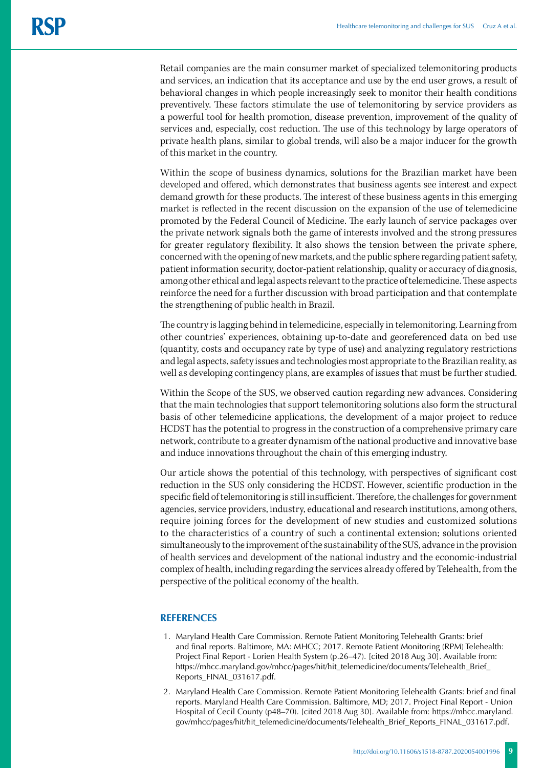Retail companies are the main consumer market of specialized telemonitoring products and services, an indication that its acceptance and use by the end user grows, a result of behavioral changes in which people increasingly seek to monitor their health conditions preventively. These factors stimulate the use of telemonitoring by service providers as a powerful tool for health promotion, disease prevention, improvement of the quality of services and, especially, cost reduction. The use of this technology by large operators of private health plans, similar to global trends, will also be a major inducer for the growth of this market in the country.

Within the scope of business dynamics, solutions for the Brazilian market have been developed and offered, which demonstrates that business agents see interest and expect demand growth for these products. The interest of these business agents in this emerging market is reflected in the recent discussion on the expansion of the use of telemedicine promoted by the Federal Council of Medicine. The early launch of service packages over the private network signals both the game of interests involved and the strong pressures for greater regulatory flexibility. It also shows the tension between the private sphere, concerned with the opening of new markets, and the public sphere regarding patient safety, patient information security, doctor-patient relationship, quality or accuracy of diagnosis, among other ethical and legal aspects relevant to the practice of telemedicine. These aspects reinforce the need for a further discussion with broad participation and that contemplate the strengthening of public health in Brazil.

The country is lagging behind in telemedicine, especially in telemonitoring. Learning from other countries' experiences, obtaining up-to-date and georeferenced data on bed use (quantity, costs and occupancy rate by type of use) and analyzing regulatory restrictions and legal aspects, safety issues and technologies most appropriate to the Brazilian reality, as well as developing contingency plans, are examples of issues that must be further studied.

Within the Scope of the SUS, we observed caution regarding new advances. Considering that the main technologies that support telemonitoring solutions also form the structural basis of other telemedicine applications, the development of a major project to reduce HCDST has the potential to progress in the construction of a comprehensive primary care network, contribute to a greater dynamism of the national productive and innovative base and induce innovations throughout the chain of this emerging industry.

Our article shows the potential of this technology, with perspectives of significant cost reduction in the SUS only considering the HCDST. However, scientific production in the specific field of telemonitoring is still insufficient. Therefore, the challenges for government agencies, service providers, industry, educational and research institutions, among others, require joining forces for the development of new studies and customized solutions to the characteristics of a country of such a continental extension; solutions oriented simultaneously to the improvement of the sustainability of the SUS, advance in the provision of health services and development of the national industry and the economic-industrial complex of health, including regarding the services already offered by Telehealth, from the perspective of the political economy of the health.

## REFERENCES

1. Maryland Health Care Commission. Remote Patient Monitoring Telehealth Grants: brief and final reports. Baltimore, MA: MHCC; 2017. Remote Patient Monitoring (RPM) Telehealth: Project Final Report - Lorien Health System (p.26–47). [cited 2018 Aug 30]. Available from: https://mhcc.maryland.gov/mhcc/pages/hit/hit_telemedicine/documents/Telehealth_Brief_Reports_FINAL_031617.pdf.
2. Maryland Health Care Commission. Remote Patient Monitoring Telehealth Grants: brief and final reports. Maryland Health Care Commission. Baltimore, MD; 2017. Project Final Report - Union Hospital of Cecil County (p48–70). [cited 2018 Aug 30]. Available from: https://mhcc.maryland.gov/mhcc/pages/hit/hit_telemedicine/documents/Telehealth_Brief_Reports_FINAL_031617.pdf.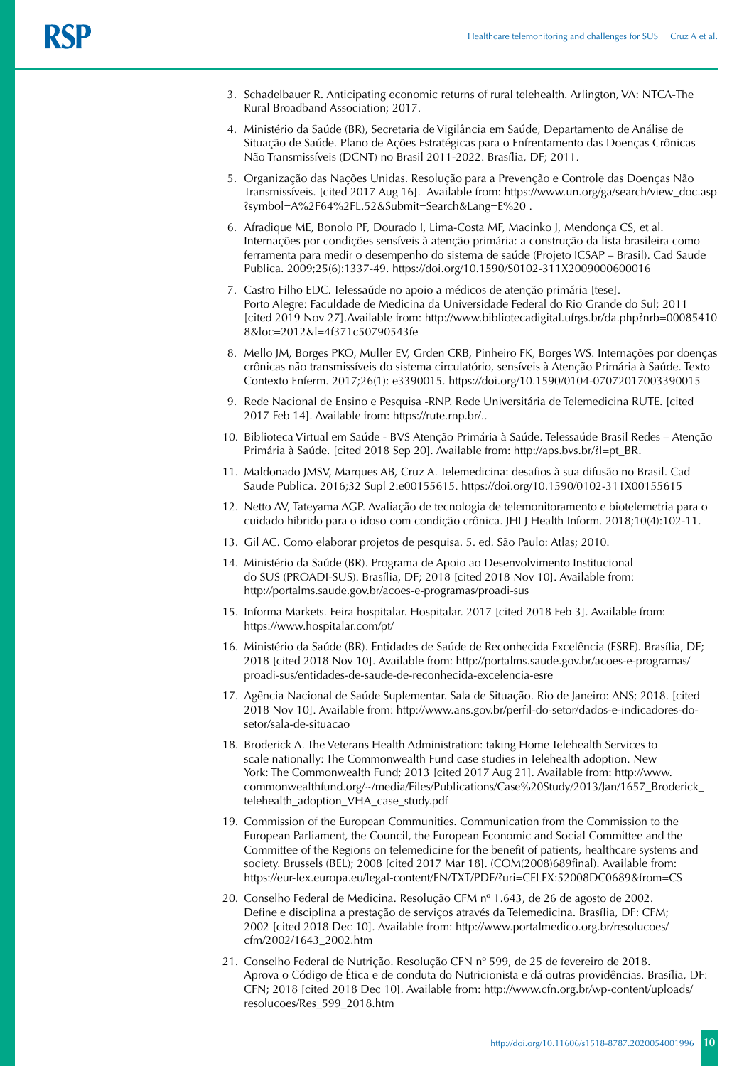3. Schadelbauer R. Anticipating economic returns of rural telehealth. Arlington, VA: NTCA-The Rural Broadband Association; 2017.
4. Ministério da Saúde (BR), Secretaria de Vigilância em Saúde, Departamento de Análise de Situação de Saúde. Plano de Ações Estratégicas para o Enfrentamento das Doenças Crônicas Não Transmissíveis (DCNT) no Brasil 2011-2022. Brasília, DF; 2011.
5. Organização das Nações Unidas. Resolução para a Prevenção e Controle das Doenças Não Transmissíveis. [cited 2017 Aug 16]. Available from: https://www.un.org/ga/search/view_doc.asp?symbol=A%2F64%2FL.52&Submit=Search&Lang=E%20 .
6. Afradique ME, Bonolo PF, Dourado I, Lima-Costa MF, Macinko J, Mendonça CS, et al. Internações por condições sensíveis à atenção primária: a construção da lista brasileira como ferramenta para medir o desempenho do sistema de saúde (Projeto ICSAP – Brasil). Cad Saude Publica. 2009;25(6):1337-49. https://doi.org/10.1590/S0102-311X2009000600016
7. Castro Filho EDC. Telessaúde no apoio a médicos de atenção primária [tese]. Porto Alegre: Faculdade de Medicina da Universidade Federal do Rio Grande do Sul; 2011 [cited 2019 Nov 27].Available from: http://www.bibliotecadigital.ufrgs.br/da.php?nrb=000854108&loc=2012&l=4f371c50790543fe
8. Mello JM, Borges PKO, Muller EV, Grden CRB, Pinheiro FK, Borges WS. Internações por doenças crônicas não transmissíveis do sistema circulatório, sensíveis à Atenção Primária à Saúde. Texto Contexto Enferm. 2017;26(1): e3390015. https://doi.org/10.1590/0104-07072017003390015
9. Rede Nacional de Ensino e Pesquisa -RNP. Rede Universitária de Telemedicina RUTE. [cited 2017 Feb 14]. Available from: https://rute.rnp.br/..
10. Biblioteca Virtual em Saúde - BVS Atenção Primária à Saúde. Telessaúde Brasil Redes – Atenção Primária à Saúde. [cited 2018 Sep 20]. Available from: http://aps.bvs.br/?l=pt_BR.
11. Maldonado JMSV, Marques AB, Cruz A. Telemedicina: desafios à sua difusão no Brasil. Cad Saude Publica. 2016;32 Supl 2:e00155615. https://doi.org/10.1590/0102-311X00155615
12. Netto AV, Tateyama AGP. Avaliação de tecnologia de telemonitoramento e biotelemetria para o cuidado híbrido para o idoso com condição crônica. JHI J Health Inform. 2018;10(4):102-11.
13. Gil AC. Como elaborar projetos de pesquisa. 5. ed. São Paulo: Atlas; 2010.
14. Ministério da Saúde (BR). Programa de Apoio ao Desenvolvimento Institucional do SUS (PROADI-SUS). Brasília, DF; 2018 [cited 2018 Nov 10]. Available from: http://portalms.saude.gov.br/acoes-e-programas/proadi-sus
15. Informa Markets. Feira hospitalar. Hospitalar. 2017 [cited 2018 Feb 3]. Available from: https://www.hospitalar.com/pt/
16. Ministério da Saúde (BR). Entidades de Saúde de Reconhecida Excelência (ESRE). Brasília, DF; 2018 [cited 2018 Nov 10]. Available from: http://portalms.saude.gov.br/acoes-e-programas/proadi-sus/entidades-de-saude-de-reconhecida-excelencia-esre
17. Agência Nacional de Saúde Suplementar. Sala de Situação. Rio de Janeiro: ANS; 2018. [cited 2018 Nov 10]. Available from: http://www.ans.gov.br/perfil-do-setor/dados-e-indicadores-do-setor/sala-de-situacao
18. Broderick A. The Veterans Health Administration: taking Home Telehealth Services to scale nationally: The Commonwealth Fund case studies in Telehealth adoption. New York: The Commonwealth Fund; 2013 [cited 2017 Aug 21]. Available from: http://www.commonwealthfund.org/~/media/Files/Publications/Case%20Study/2013/Jan/1657_Broderick_telehealth_adoption_VHA_case_study.pdf
19. Commission of the European Communities. Communication from the Commission to the European Parliament, the Council, the European Economic and Social Committee and the Committee of the Regions on telemedicine for the benefit of patients, healthcare systems and society. Brussels (BEL); 2008 [cited 2017 Mar 18]. (COM(2008)689final). Available from: https://eur-lex.europa.eu/legal-content/EN/TXT/PDF/?uri=CELEX:52008DC0689&from=CS
20. Conselho Federal de Medicina. Resolução CFM nº 1.643, de 26 de agosto de 2002. Define e disciplina a prestação de serviços através da Telemedicina. Brasília, DF: CFM; 2002 [cited 2018 Dec 10]. Available from: http://www.portalmedico.org.br/resolucoes/cfm/2002/1643_2002.htm
21. Conselho Federal de Nutrição. Resolução CFN nº 599, de 25 de fevereiro de 2018. Aprova o Código de Ética e de conduta do Nutricionista e dá outras providências. Brasília, DF: CFN; 2018 [cited 2018 Dec 10]. Available from: http://www.cfn.org.br/wp-content/uploads/resolucoes/Res_599_2018.htm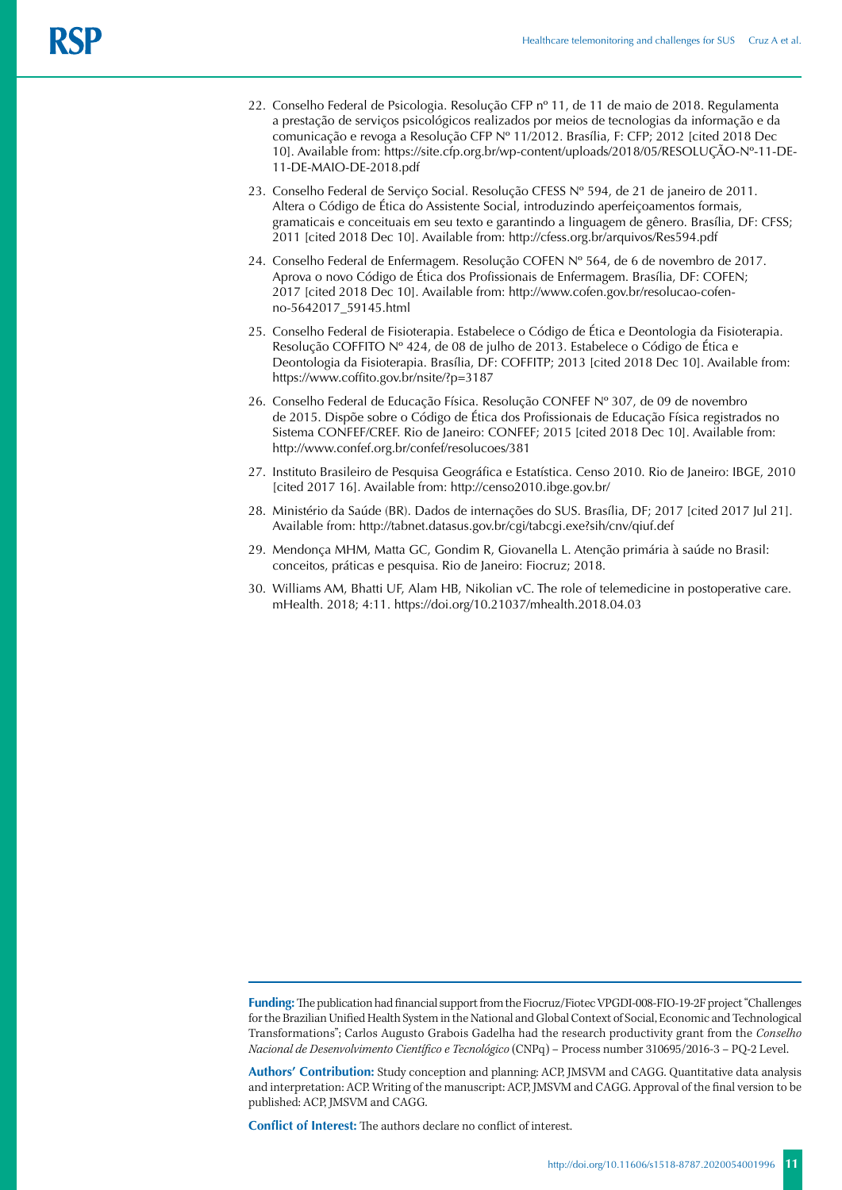22. Conselho Federal de Psicologia. Resolução CFP nº 11, de 11 de maio de 2018. Regulamenta a prestação de serviços psicológicos realizados por meios de tecnologias da informação e da comunicação e revoga a Resolução CFP Nº 11/2012. Brasília, F: CFP; 2012 [cited 2018 Dec 10]. Available from: https://site.cfp.org.br/wp-content/uploads/2018/05/RESOLUÇÃO-Nº-11-DE-11-DE-MAIO-DE-2018.pdf

23. Conselho Federal de Serviço Social. Resolução CFESS Nº 594, de 21 de janeiro de 2011. Altera o Código de Ética do Assistente Social, introduzindo aperfeiçoamentos formais, gramaticais e conceituais em seu texto e garantindo a linguagem de gênero. Brasília, DF: CFSS; 2011 [cited 2018 Dec 10]. Available from: http://cfess.org.br/arquivos/Res594.pdf

24. Conselho Federal de Enfermagem. Resolução COFEN Nº 564, de 6 de novembro de 2017. Aprova o novo Código de Ética dos Profissionais de Enfermagem. Brasília, DF: COFEN; 2017 [cited 2018 Dec 10]. Available from: http://www.cofen.gov.br/resolucao-cofen-no-5642017_59145.html

25. Conselho Federal de Fisioterapia. Estabelece o Código de Ética e Deontologia da Fisioterapia. Resolução COFFITO Nº 424, de 08 de julho de 2013. Estabelece o Código de Ética e Deontologia da Fisioterapia. Brasília, DF: COFFITP; 2013 [cited 2018 Dec 10]. Available from: https://www.coffito.gov.br/nsite/?p=3187

26. Conselho Federal de Educação Física. Resolução CONFEF Nº 307, de 09 de novembro de 2015. Dispõe sobre o Código de Ética dos Profissionais de Educação Física registrados no Sistema CONFEF/CREF. Rio de Janeiro: CONFEF; 2015 [cited 2018 Dec 10]. Available from: http://www.confef.org.br/confef/resolucoes/381

27. Instituto Brasileiro de Pesquisa Geográfica e Estatística. Censo 2010. Rio de Janeiro: IBGE, 2010 [cited 2017 16]. Available from: http://censo2010.ibge.gov.br/

28. Ministério da Saúde (BR). Dados de internações do SUS. Brasília, DF; 2017 [cited 2017 Jul 21]. Available from: http://tabnet.datasus.gov.br/cgi/tabcgi.exe?sih/cnv/qiuf.def

29. Mendonça MHM, Matta GC, Gondim R, Giovanella L. Atenção primária à saúde no Brasil: conceitos, práticas e pesquisa. Rio de Janeiro: Fiocruz; 2018.

30. Williams AM, Bhatti UF, Alam HB, Nikolian vC. The role of telemedicine in postoperative care. mHealth. 2018; 4:11. https://doi.org/10.21037/mhealth.2018.04.03

**Funding:** The publication had financial support from the Fiocruz/Fiotec VPGDI-008-FIO-19-2F project "Challenges for the Brazilian Unified Health System in the National and Global Context of Social, Economic and Technological Transformations"; Carlos Augusto Grabois Gadelha had the research productivity grant from the *Conselho Nacional de Desenvolvimento Científico e Tecnológico* (CNPq) – Process number 310695/2016-3 – PQ-2 Level.

**Authors' Contribution:** Study conception and planning: ACP, JMSVM and CAGG. Quantitative data analysis and interpretation: ACP. Writing of the manuscript: ACP, JMSVM and CAGG. Approval of the final version to be published: ACP, JMSVM and CAGG.

**Conflict of Interest:** The authors declare no conflict of interest.